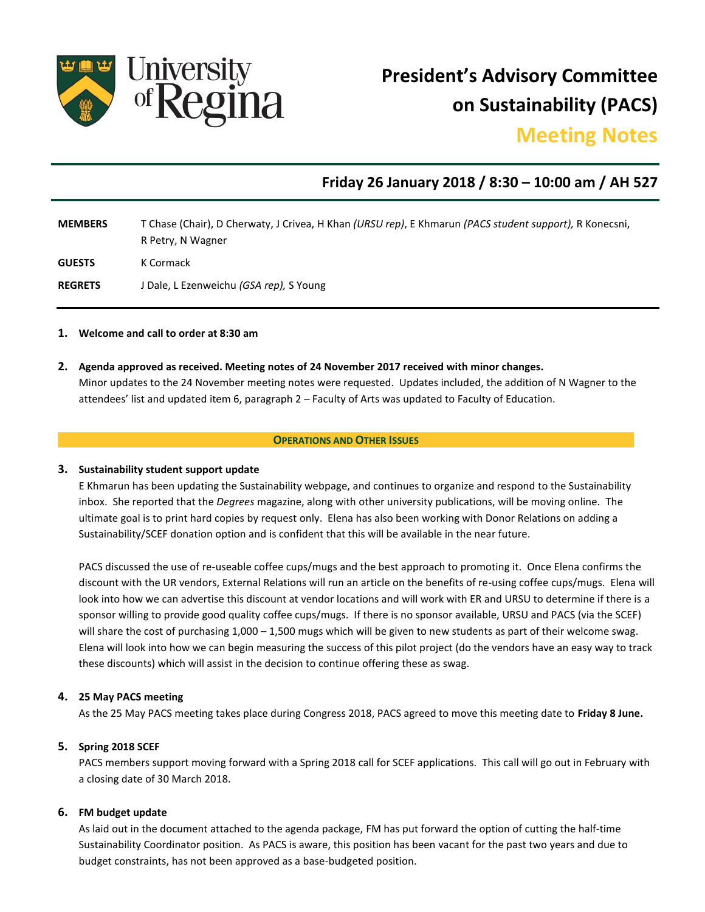# President's Advisory Committee on Sustainability (PACS)

## Meeting Notes

### Friday 26 January 2018 / 8:30 – 10:00 am / AH 527

**MEMBERS** T Chase (Chair), D Cherwaty, J Crivea, H Khan *(URSU rep)*, E Khmarun *(PACS student support),* R Konecsni, R Petry, N Wagner

**GUESTS** K Cormack

**REGRETS** J Dale, L Ezenweichu *(GSA rep),* S Young

1. **Welcome and call to order at 8:30 am**

2. **Agenda approved as received. Meeting notes of 24 November 2017 received with minor changes.**
   Minor updates to the 24 November meeting notes were requested. Updates included, the addition of N Wagner to the attendees' list and updated item 6, paragraph 2 – Faculty of Arts was updated to Faculty of Education.

**OPERATIONS AND OTHER ISSUES**

3. **Sustainability student support update**
   E Khmarun has been updating the Sustainability webpage, and continues to organize and respond to the Sustainability inbox. She reported that the *Degrees* magazine, along with other university publications, will be moving online. The ultimate goal is to print hard copies by request only. Elena has also been working with Donor Relations on adding a Sustainability/SCEF donation option and is confident that this will be available in the near future.

   PACS discussed the use of re-useable coffee cups/mugs and the best approach to promoting it. Once Elena confirms the discount with the UR vendors, External Relations will run an article on the benefits of re-using coffee cups/mugs. Elena will look into how we can advertise this discount at vendor locations and will work with ER and URSU to determine if there is a sponsor willing to provide good quality coffee cups/mugs. If there is no sponsor available, URSU and PACS (via the SCEF) will share the cost of purchasing 1,000 – 1,500 mugs which will be given to new students as part of their welcome swag. Elena will look into how we can begin measuring the success of this pilot project (do the vendors have an easy way to track these discounts) which will assist in the decision to continue offering these as swag.

4. **25 May PACS meeting**
   As the 25 May PACS meeting takes place during Congress 2018, PACS agreed to move this meeting date to **Friday 8 June.**

5. **Spring 2018 SCEF**
   PACS members support moving forward with a Spring 2018 call for SCEF applications. This call will go out in February with a closing date of 30 March 2018.

6. **FM budget update**
   As laid out in the document attached to the agenda package, FM has put forward the option of cutting the half-time Sustainability Coordinator position. As PACS is aware, this position has been vacant for the past two years and due to budget constraints, has not been approved as a base-budgeted position.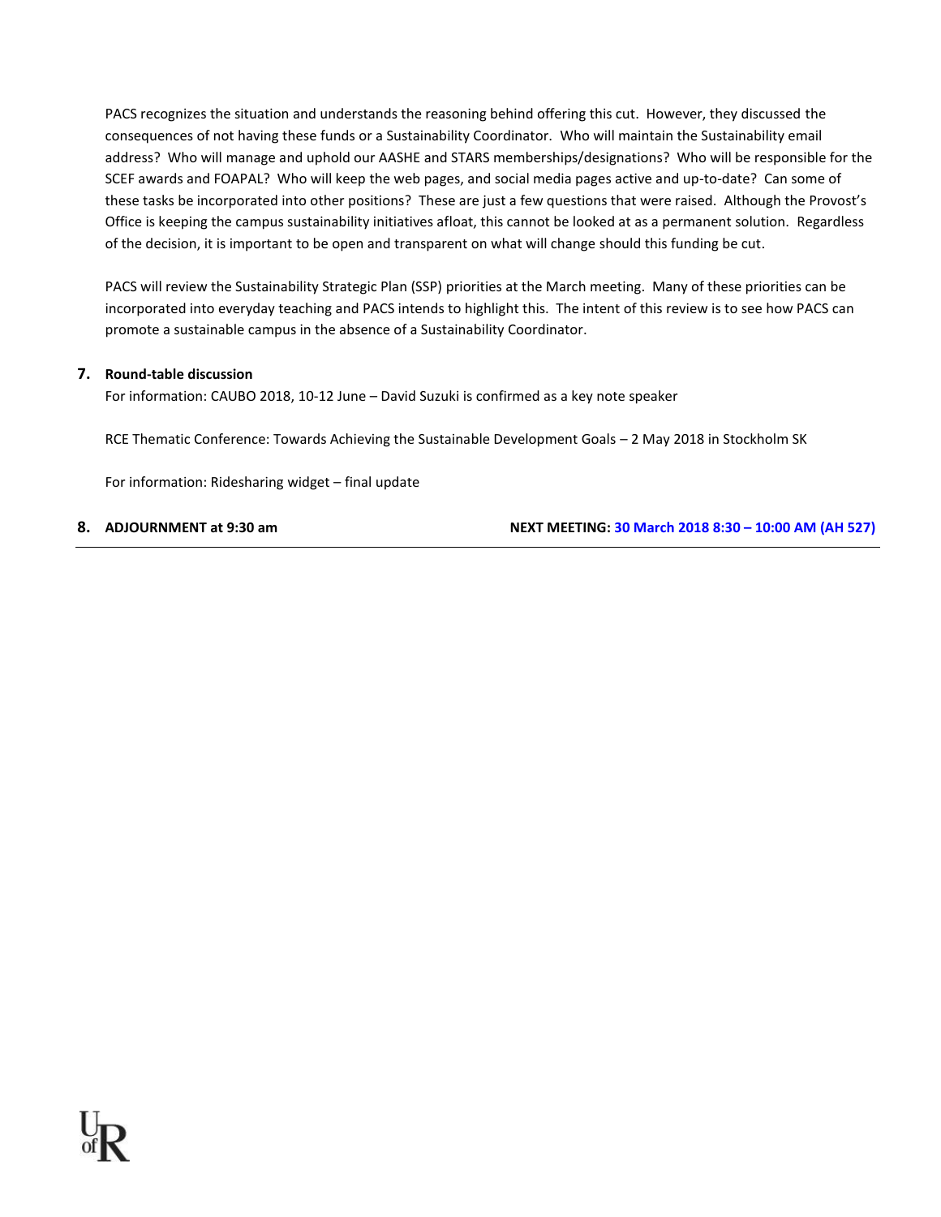PACS recognizes the situation and understands the reasoning behind offering this cut. However, they discussed the consequences of not having these funds or a Sustainability Coordinator. Who will maintain the Sustainability email address? Who will manage and uphold our AASHE and STARS memberships/designations? Who will be responsible for the SCEF awards and FOAPAL? Who will keep the web pages, and social media pages active and up-to-date? Can some of these tasks be incorporated into other positions? These are just a few questions that were raised. Although the Provost's Office is keeping the campus sustainability initiatives afloat, this cannot be looked at as a permanent solution. Regardless of the decision, it is important to be open and transparent on what will change should this funding be cut.

PACS will review the Sustainability Strategic Plan (SSP) priorities at the March meeting. Many of these priorities can be incorporated into everyday teaching and PACS intends to highlight this. The intent of this review is to see how PACS can promote a sustainable campus in the absence of a Sustainability Coordinator.

**7. Round-table discussion**

For information: CAUBO 2018, 10-12 June – David Suzuki is confirmed as a key note speaker

RCE Thematic Conference: Towards Achieving the Sustainable Development Goals – 2 May 2018 in Stockholm SK

For information: Ridesharing widget – final update

**8. ADJOURNMENT at 9:30 am** **NEXT MEETING: 30 March 2018 8:30 – 10:00 AM (AH 527)**